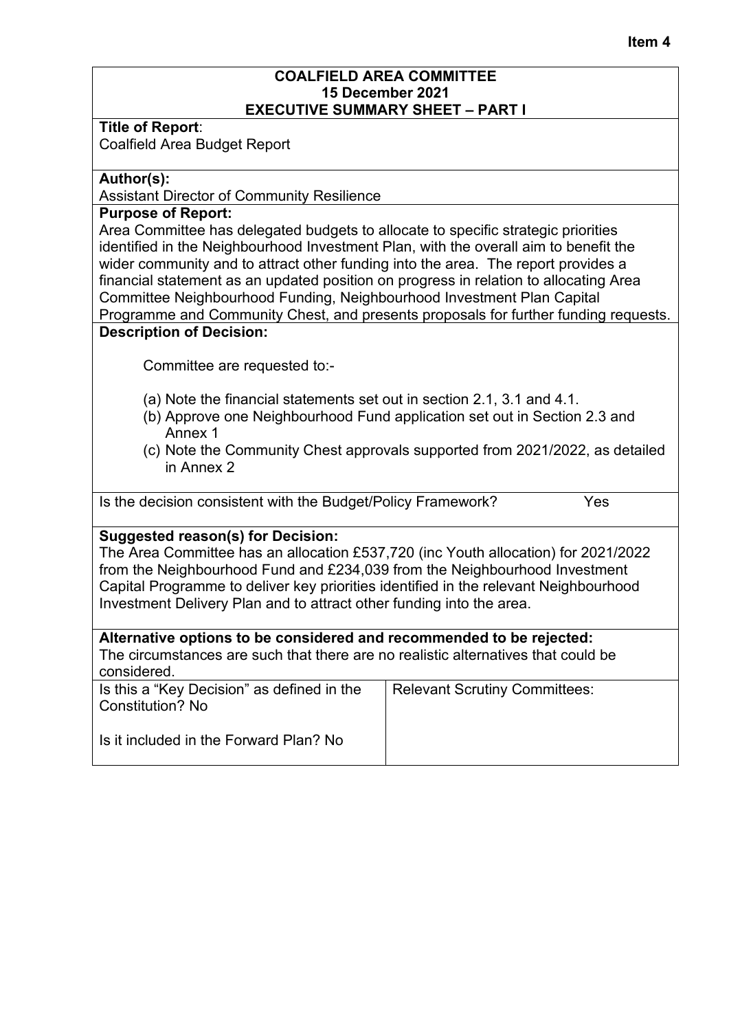Item 4

**COALFIELD AREA COMMITTEE**
**15 December 2021**
**EXECUTIVE SUMMARY SHEET – PART I**

**Title of Report**:
Coalfield Area Budget Report

**Author(s):**
Assistant Director of Community Resilience

**Purpose of Report:**
Area Committee has delegated budgets to allocate to specific strategic priorities identified in the Neighbourhood Investment Plan, with the overall aim to benefit the wider community and to attract other funding into the area. The report provides a financial statement as an updated position on progress in relation to allocating Area Committee Neighbourhood Funding, Neighbourhood Investment Plan Capital Programme and Community Chest, and presents proposals for further funding requests.

**Description of Decision:**

Committee are requested to:-

(a) Note the financial statements set out in section 2.1, 3.1 and 4.1.
(b) Approve one Neighbourhood Fund application set out in Section 2.3 and Annex 1
(c) Note the Community Chest approvals supported from 2021/2022, as detailed in Annex 2

Is the decision consistent with the Budget/Policy Framework? Yes

**Suggested reason(s) for Decision:**
The Area Committee has an allocation £537,720 (inc Youth allocation) for 2021/2022 from the Neighbourhood Fund and £234,039 from the Neighbourhood Investment Capital Programme to deliver key priorities identified in the relevant Neighbourhood Investment Delivery Plan and to attract other funding into the area.

**Alternative options to be considered and recommended to be rejected:**
The circumstances are such that there are no realistic alternatives that could be considered.

| Is this a "Key Decision" as defined in the Constitution? No<br><br>Is it included in the Forward Plan? No | Relevant Scrutiny Committees: |
|---|---|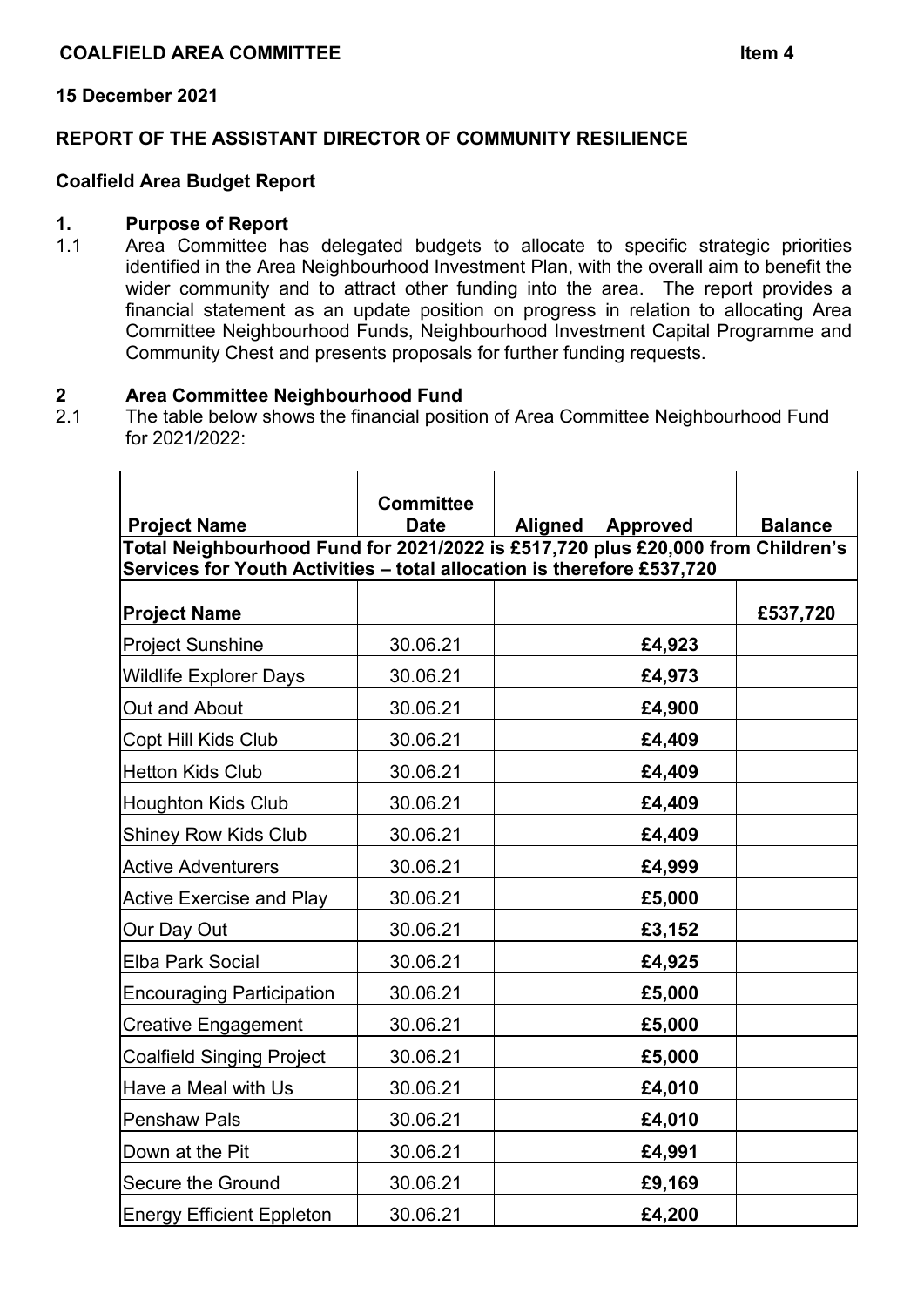**COALFIELD AREA COMMITTEE** **Item 4**

**15 December 2021**

**REPORT OF THE ASSISTANT DIRECTOR OF COMMUNITY RESILIENCE**

**Coalfield Area Budget Report**

## 1. Purpose of Report

1.1 Area Committee has delegated budgets to allocate to specific strategic priorities identified in the Area Neighbourhood Investment Plan, with the overall aim to benefit the wider community and to attract other funding into the area. The report provides a financial statement as an update position on progress in relation to allocating Area Committee Neighbourhood Funds, Neighbourhood Investment Capital Programme and Community Chest and presents proposals for further funding requests.

## 2 Area Committee Neighbourhood Fund

2.1 The table below shows the financial position of Area Committee Neighbourhood Fund for 2021/2022:

| **Project Name** | **Committee Date** | **Aligned** | **Approved** | **Balance** |
|---|---|---|---|---|
| **Total Neighbourhood Fund for 2021/2022 is £517,720 plus £20,000 from Children's Services for Youth Activities – total allocation is therefore £537,720** | | | | |
| **Project Name** | | | | **£537,720** |
| Project Sunshine | 30.06.21 | | **£4,923** | |
| Wildlife Explorer Days | 30.06.21 | | **£4,973** | |
| Out and About | 30.06.21 | | **£4,900** | |
| Copt Hill Kids Club | 30.06.21 | | **£4,409** | |
| Hetton Kids Club | 30.06.21 | | **£4,409** | |
| Houghton Kids Club | 30.06.21 | | **£4,409** | |
| Shiney Row Kids Club | 30.06.21 | | **£4,409** | |
| Active Adventurers | 30.06.21 | | **£4,999** | |
| Active Exercise and Play | 30.06.21 | | **£5,000** | |
| Our Day Out | 30.06.21 | | **£3,152** | |
| Elba Park Social | 30.06.21 | | **£4,925** | |
| Encouraging Participation | 30.06.21 | | **£5,000** | |
| Creative Engagement | 30.06.21 | | **£5,000** | |
| Coalfield Singing Project | 30.06.21 | | **£5,000** | |
| Have a Meal with Us | 30.06.21 | | **£4,010** | |
| Penshaw Pals | 30.06.21 | | **£4,010** | |
| Down at the Pit | 30.06.21 | | **£4,991** | |
| Secure the Ground | 30.06.21 | | **£9,169** | |
| Energy Efficient Eppleton | 30.06.21 | | **£4,200** | |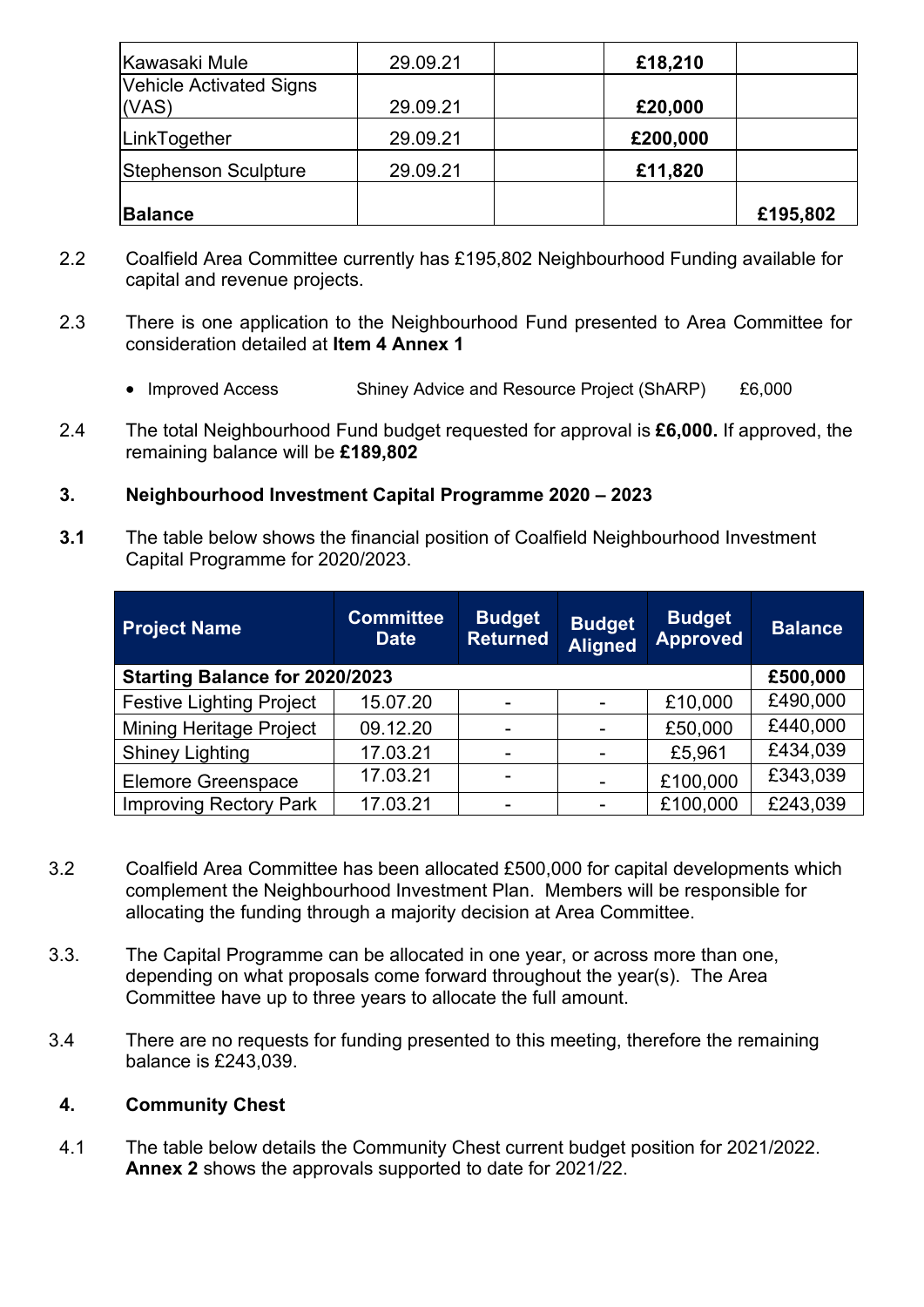| | | | | |
|---|---|---|---|---|
| Kawasaki Mule | 29.09.21 | | **£18,210** | |
| Vehicle Activated Signs (VAS) | 29.09.21 | | **£20,000** | |
| LinkTogether | 29.09.21 | | **£200,000** | |
| Stephenson Sculpture | 29.09.21 | | **£11,820** | |
| **Balance** | | | | **£195,802** |

2.2 Coalfield Area Committee currently has £195,802 Neighbourhood Funding available for capital and revenue projects.

2.3 There is one application to the Neighbourhood Fund presented to Area Committee for consideration detailed at **Item 4 Annex 1**

- Improved Access — Shiney Advice and Resource Project (ShARP) — £6,000

2.4 The total Neighbourhood Fund budget requested for approval is **£6,000.** If approved, the remaining balance will be **£189,802**

## 3. Neighbourhood Investment Capital Programme 2020 – 2023

**3.1** The table below shows the financial position of Coalfield Neighbourhood Investment Capital Programme for 2020/2023.

| Project Name | Committee Date | Budget Returned | Budget Aligned | Budget Approved | Balance |
|---|---|---|---|---|---|
| **Starting Balance for 2020/2023** | | | | | **£500,000** |
| Festive Lighting Project | 15.07.20 | - | - | £10,000 | £490,000 |
| Mining Heritage Project | 09.12.20 | - | - | £50,000 | £440,000 |
| Shiney Lighting | 17.03.21 | - | - | £5,961 | £434,039 |
| Elemore Greenspace | 17.03.21 | - | - | £100,000 | £343,039 |
| Improving Rectory Park | 17.03.21 | - | - | £100,000 | £243,039 |

3.2 Coalfield Area Committee has been allocated £500,000 for capital developments which complement the Neighbourhood Investment Plan. Members will be responsible for allocating the funding through a majority decision at Area Committee.

3.3. The Capital Programme can be allocated in one year, or across more than one, depending on what proposals come forward throughout the year(s). The Area Committee have up to three years to allocate the full amount.

3.4 There are no requests for funding presented to this meeting, therefore the remaining balance is £243,039.

## 4. Community Chest

4.1 The table below details the Community Chest current budget position for 2021/2022. **Annex 2** shows the approvals supported to date for 2021/22.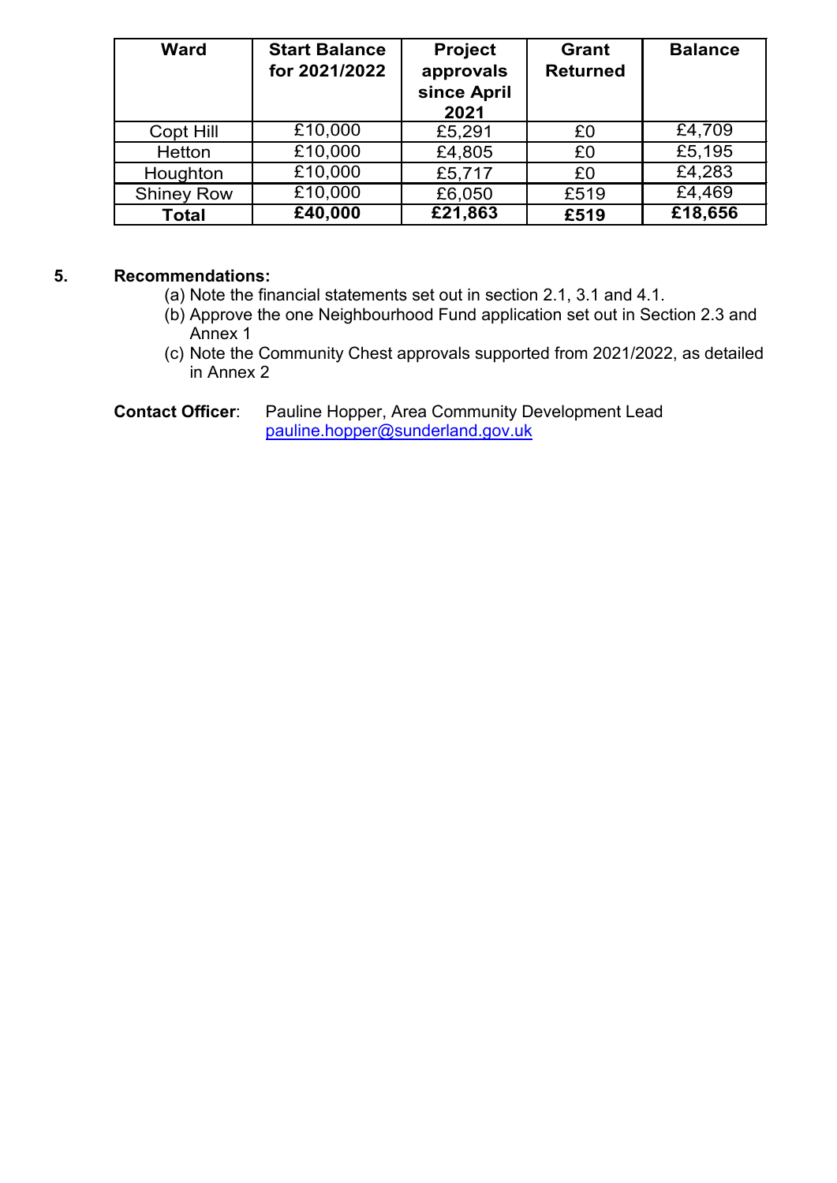| Ward | Start Balance for 2021/2022 | Project approvals since April 2021 | Grant Returned | Balance |
|---|---|---|---|---|
| Copt Hill | £10,000 | £5,291 | £0 | £4,709 |
| Hetton | £10,000 | £4,805 | £0 | £5,195 |
| Houghton | £10,000 | £5,717 | £0 | £4,283 |
| Shiney Row | £10,000 | £6,050 | £519 | £4,469 |
| **Total** | **£40,000** | **£21,863** | **£519** | **£18,656** |

## 5. Recommendations:

(a) Note the financial statements set out in section 2.1, 3.1 and 4.1.

(b) Approve the one Neighbourhood Fund application set out in Section 2.3 and Annex 1

(c) Note the Community Chest approvals supported from 2021/2022, as detailed in Annex 2

**Contact Officer**: Pauline Hopper, Area Community Development Lead
pauline.hopper@sunderland.gov.uk